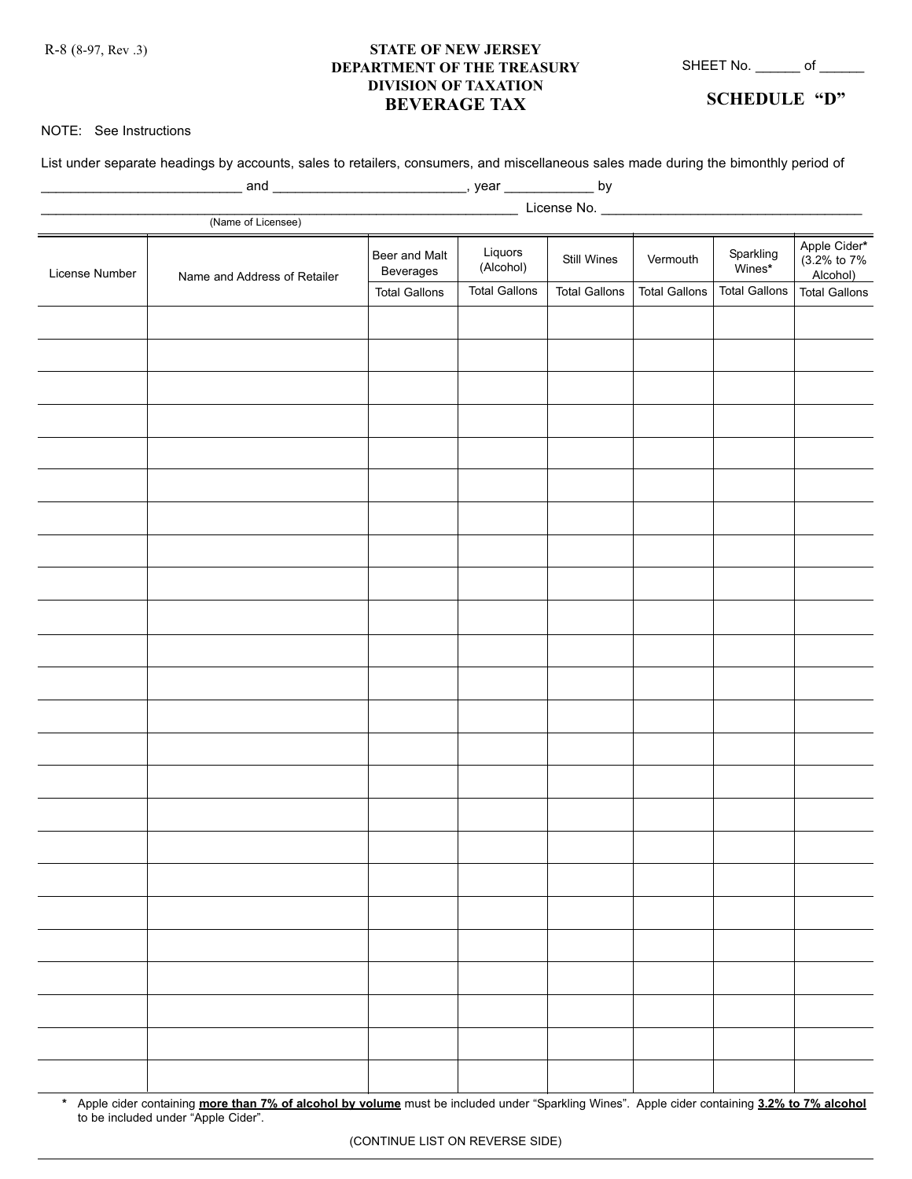R-8 (8-97, Rev .3)

**STATE OF NEW JERSEY**
**DEPARTMENT OF THE TREASURY**
**DIVISION OF TAXATION**
# BEVERAGE TAX

SHEET No. ______ of ______

## SCHEDULE "D"

NOTE: See Instructions

List under separate headings by accounts, sales to retailers, consumers, and miscellaneous sales made during the bimonthly period of

__________________________ and _________________________, year ___________ by

_______________________________________________________________ License No. ___________________________________
(Name of Licensee)

| License Number | Name and Address of Retailer | Beer and Malt Beverages | Liquors (Alcohol) | Still Wines | Vermouth | Sparkling Wines* | Apple Cider* (3.2% to 7% Alcohol) |
|---|---|---|---|---|---|---|---|
| | | Total Gallons | Total Gallons | Total Gallons | Total Gallons | Total Gallons | Total Gallons |
| | | | | | | | |
| | | | | | | | |
| | | | | | | | |
| | | | | | | | |
| | | | | | | | |
| | | | | | | | |
| | | | | | | | |
| | | | | | | | |
| | | | | | | | |
| | | | | | | | |
| | | | | | | | |
| | | | | | | | |
| | | | | | | | |
| | | | | | | | |
| | | | | | | | |
| | | | | | | | |
| | | | | | | | |
| | | | | | | | |
| | | | | | | | |
| | | | | | | | |
| | | | | | | | |
| | | | | | | | |
| | | | | | | | |
| | | | | | | | |

\* Apple cider containing **more than 7% of alcohol by volume** must be included under "Sparkling Wines". Apple cider containing **3.2% to 7% alcohol** to be included under "Apple Cider".

(CONTINUE LIST ON REVERSE SIDE)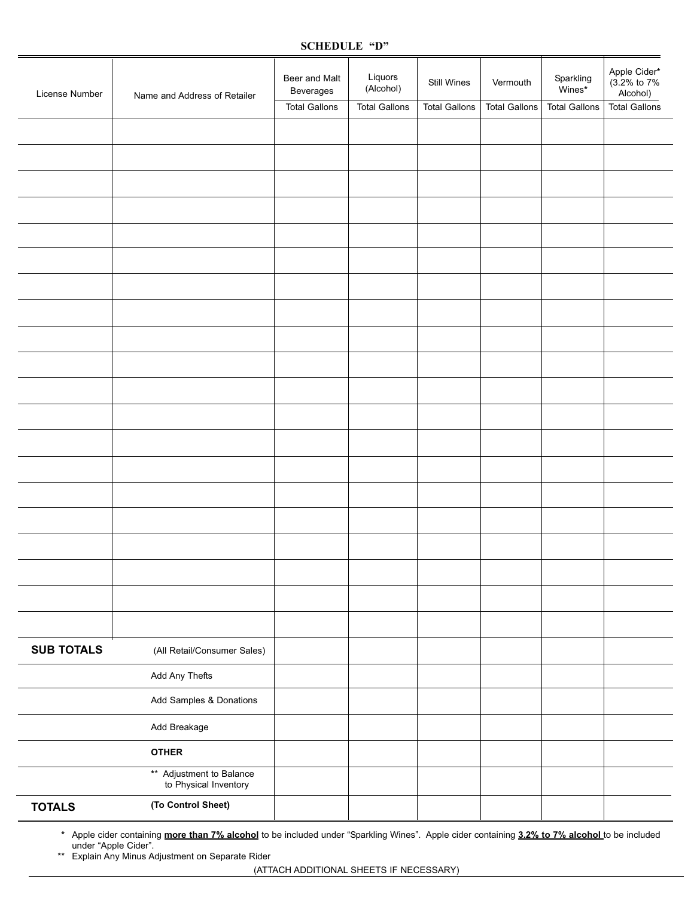# SCHEDULE "D"

| License Number | Name and Address of Retailer | Beer and Malt Beverages | Liquors (Alcohol) | Still Wines | Vermouth | Sparkling Wines* | Apple Cider* (3.2% to 7% Alcohol) |
|---|---|---|---|---|---|---|---|
| | | Total Gallons | Total Gallons | Total Gallons | Total Gallons | Total Gallons | Total Gallons |
| | | | | | | | |
| | | | | | | | |
| | | | | | | | |
| | | | | | | | |
| | | | | | | | |
| | | | | | | | |
| | | | | | | | |
| | | | | | | | |
| | | | | | | | |
| | | | | | | | |
| | | | | | | | |
| | | | | | | | |
| | | | | | | | |
| | | | | | | | |
| | | | | | | | |
| | | | | | | | |
| | | | | | | | |
| | | | | | | | |
| | | | | | | | |
| | | | | | | | |
| **SUB TOTALS** | (All Retail/Consumer Sales) | | | | | | |
| | Add Any Thefts | | | | | | |
| | Add Samples & Donations | | | | | | |
| | Add Breakage | | | | | | |
| | **OTHER** | | | | | | |
| | ** Adjustment to Balance to Physical Inventory | | | | | | |
| **TOTALS** | **(To Control Sheet)** | | | | | | |

\* Apple cider containing **more than 7% alcohol** to be included under "Sparkling Wines". Apple cider containing **3.2% to 7% alcohol** to be included under "Apple Cider".

\*\* Explain Any Minus Adjustment on Separate Rider

(ATTACH ADDITIONAL SHEETS IF NECESSARY)